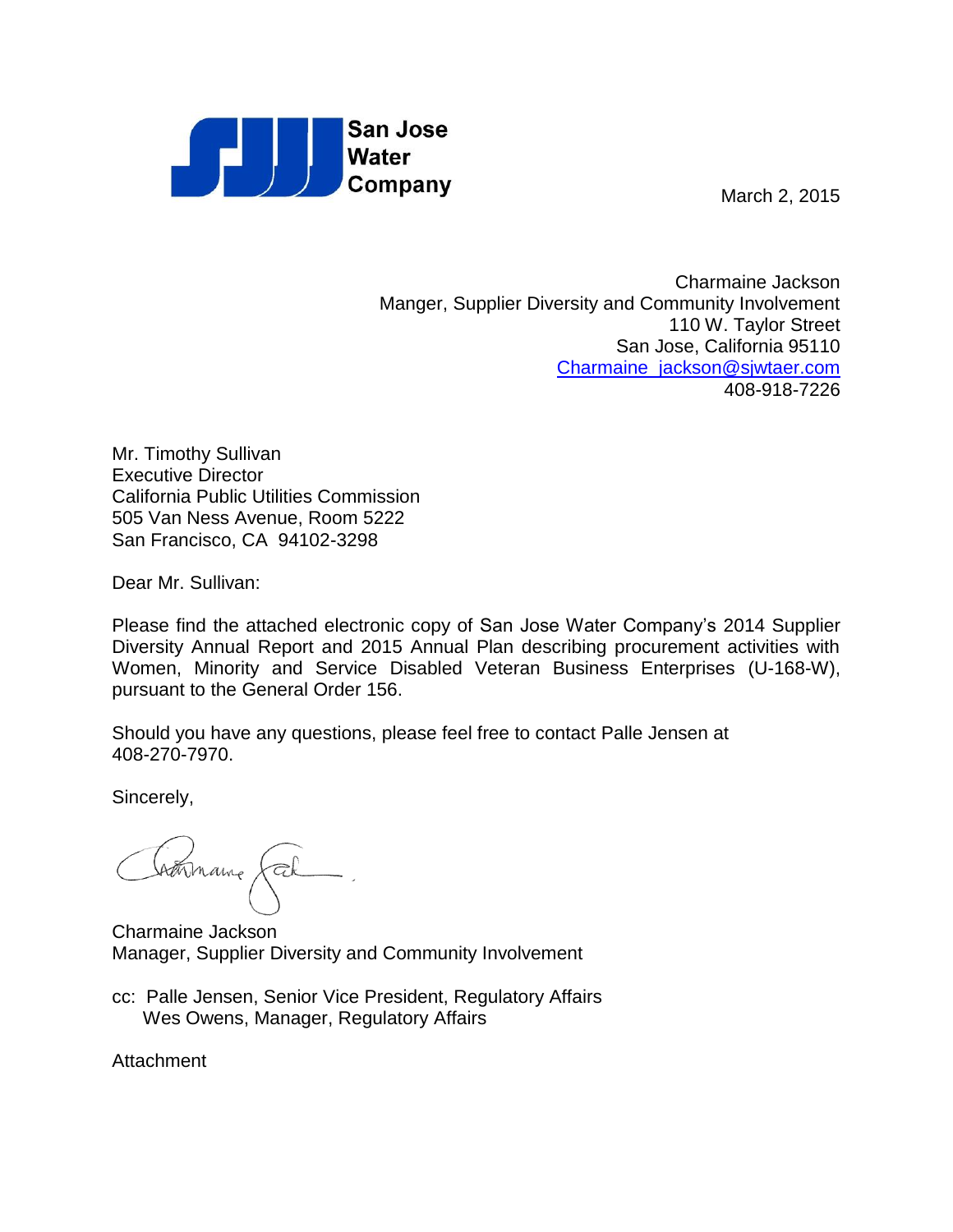San Jose Water Company

March 2, 2015

Charmaine Jackson
Manger, Supplier Diversity and Community Involvement
110 W. Taylor Street
San Jose, California 95110
Charmaine_jackson@sjwtaer.com
408-918-7226

Mr. Timothy Sullivan
Executive Director
California Public Utilities Commission
505 Van Ness Avenue, Room 5222
San Francisco, CA 94102-3298

Dear Mr. Sullivan:

Please find the attached electronic copy of San Jose Water Company's 2014 Supplier Diversity Annual Report and 2015 Annual Plan describing procurement activities with Women, Minority and Service Disabled Veteran Business Enterprises (U-168-W), pursuant to the General Order 156.

Should you have any questions, please feel free to contact Palle Jensen at 408-270-7970.

Sincerely,

Charmaine Jackson
Manager, Supplier Diversity and Community Involvement

cc: Palle Jensen, Senior Vice President, Regulatory Affairs
Wes Owens, Manager, Regulatory Affairs

Attachment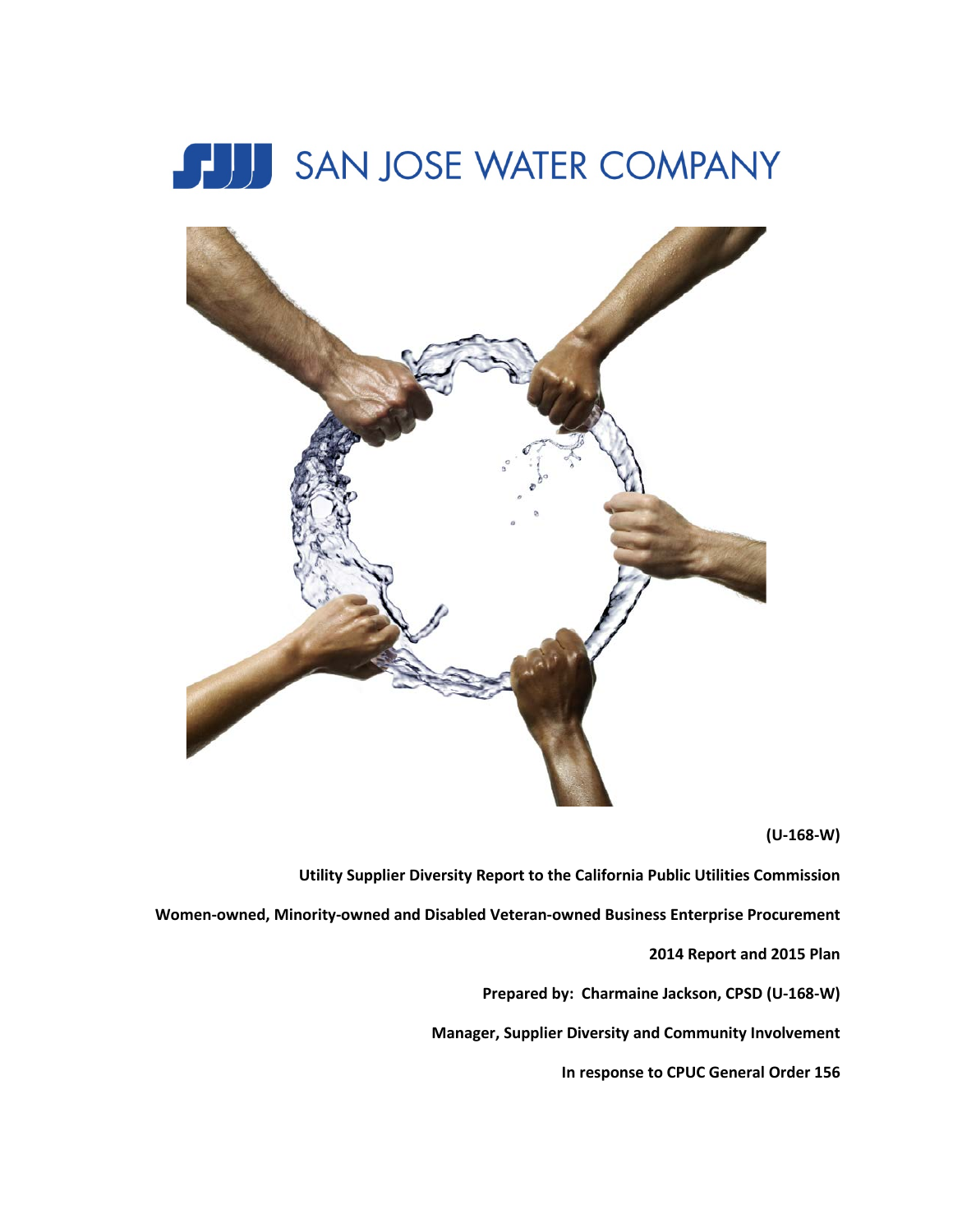# SAN JOSE WATER COMPANY

**(U-168-W)**

**Utility Supplier Diversity Report to the California Public Utilities Commission**

**Women-owned, Minority-owned and Disabled Veteran-owned Business Enterprise Procurement**

**2014 Report and 2015 Plan**

**Prepared by: Charmaine Jackson, CPSD (U-168-W)**

**Manager, Supplier Diversity and Community Involvement**

**In response to CPUC General Order 156**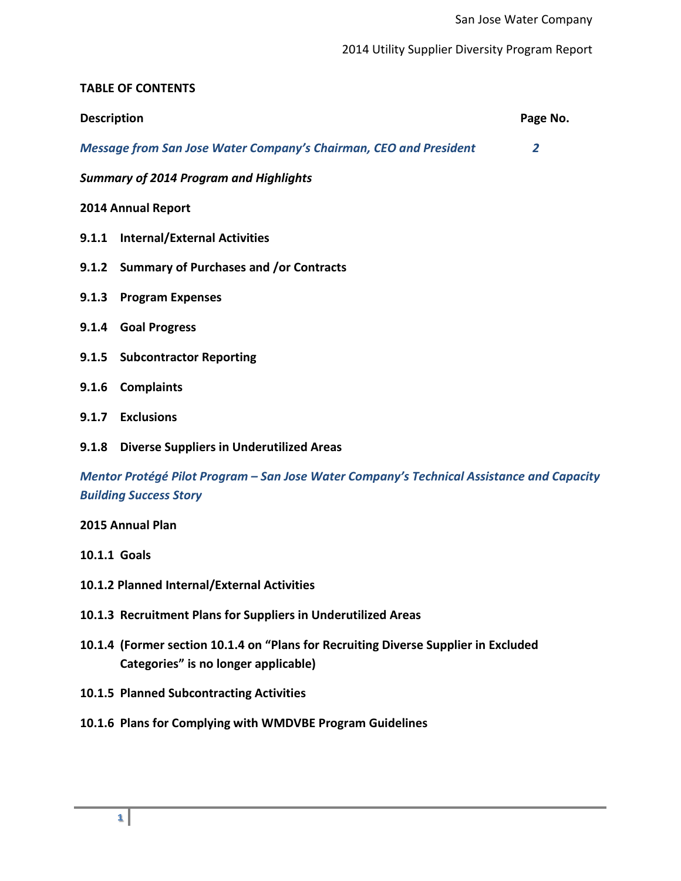**TABLE OF CONTENTS**

| Description | Page No. |
|---|---|
| ***Message from San Jose Water Company's Chairman, CEO and President*** | ***2*** |
| ***Summary of 2014 Program and Highlights*** | |
| **2014 Annual Report** | |
| **9.1.1 Internal/External Activities** | |
| **9.1.2 Summary of Purchases and /or Contracts** | |
| **9.1.3 Program Expenses** | |
| **9.1.4 Goal Progress** | |
| **9.1.5 Subcontractor Reporting** | |
| **9.1.6 Complaints** | |
| **9.1.7 Exclusions** | |
| **9.1.8 Diverse Suppliers in Underutilized Areas** | |
| ***Mentor Protégé Pilot Program – San Jose Water Company's Technical Assistance and Capacity Building Success Story*** | |
| **2015 Annual Plan** | |
| **10.1.1 Goals** | |
| **10.1.2 Planned Internal/External Activities** | |
| **10.1.3 Recruitment Plans for Suppliers in Underutilized Areas** | |
| **10.1.4 (Former section 10.1.4 on "Plans for Recruiting Diverse Supplier in Excluded Categories" is no longer applicable)** | |
| **10.1.5 Planned Subcontracting Activities** | |
| **10.1.6 Plans for Complying with WMDVBE Program Guidelines** | |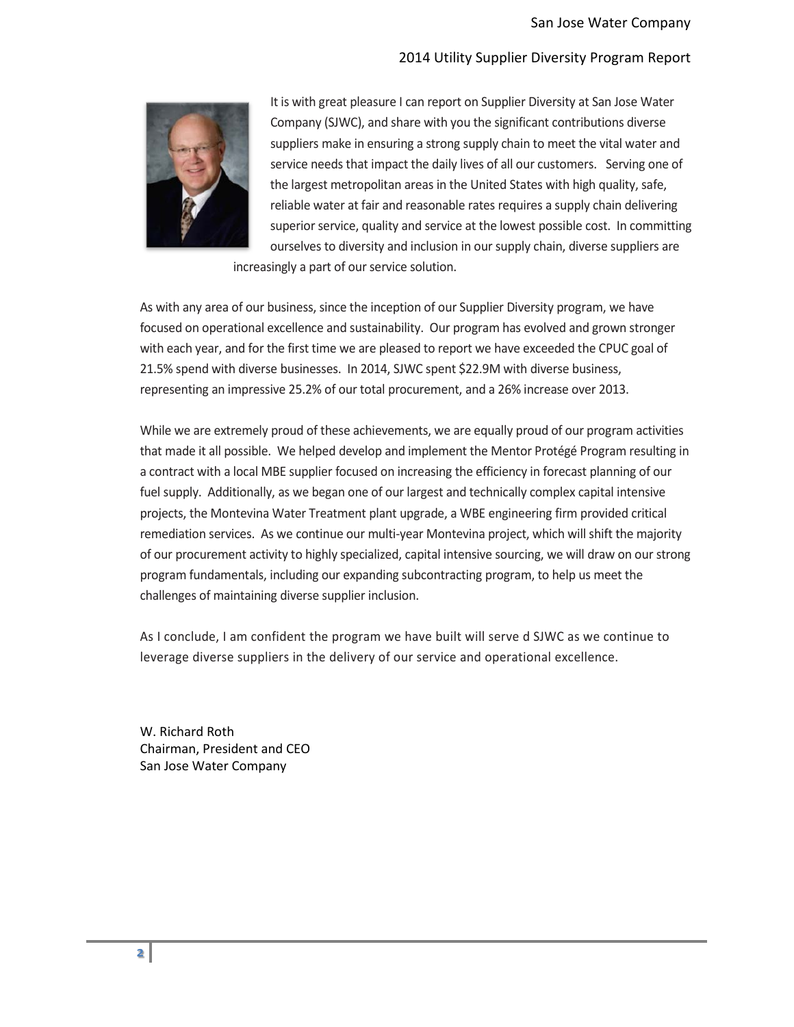It is with great pleasure I can report on Supplier Diversity at San Jose Water Company (SJWC), and share with you the significant contributions diverse suppliers make in ensuring a strong supply chain to meet the vital water and service needs that impact the daily lives of all our customers. Serving one of the largest metropolitan areas in the United States with high quality, safe, reliable water at fair and reasonable rates requires a supply chain delivering superior service, quality and service at the lowest possible cost. In committing ourselves to diversity and inclusion in our supply chain, diverse suppliers are increasingly a part of our service solution.

As with any area of our business, since the inception of our Supplier Diversity program, we have focused on operational excellence and sustainability. Our program has evolved and grown stronger with each year, and for the first time we are pleased to report we have exceeded the CPUC goal of 21.5% spend with diverse businesses. In 2014, SJWC spent $22.9M with diverse business, representing an impressive 25.2% of our total procurement, and a 26% increase over 2013.

While we are extremely proud of these achievements, we are equally proud of our program activities that made it all possible. We helped develop and implement the Mentor Protégé Program resulting in a contract with a local MBE supplier focused on increasing the efficiency in forecast planning of our fuel supply. Additionally, as we began one of our largest and technically complex capital intensive projects, the Montevina Water Treatment plant upgrade, a WBE engineering firm provided critical remediation services. As we continue our multi-year Montevina project, which will shift the majority of our procurement activity to highly specialized, capital intensive sourcing, we will draw on our strong program fundamentals, including our expanding subcontracting program, to help us meet the challenges of maintaining diverse supplier inclusion.

As I conclude, I am confident the program we have built will serve d SJWC as we continue to leverage diverse suppliers in the delivery of our service and operational excellence.

W. Richard Roth
Chairman, President and CEO
San Jose Water Company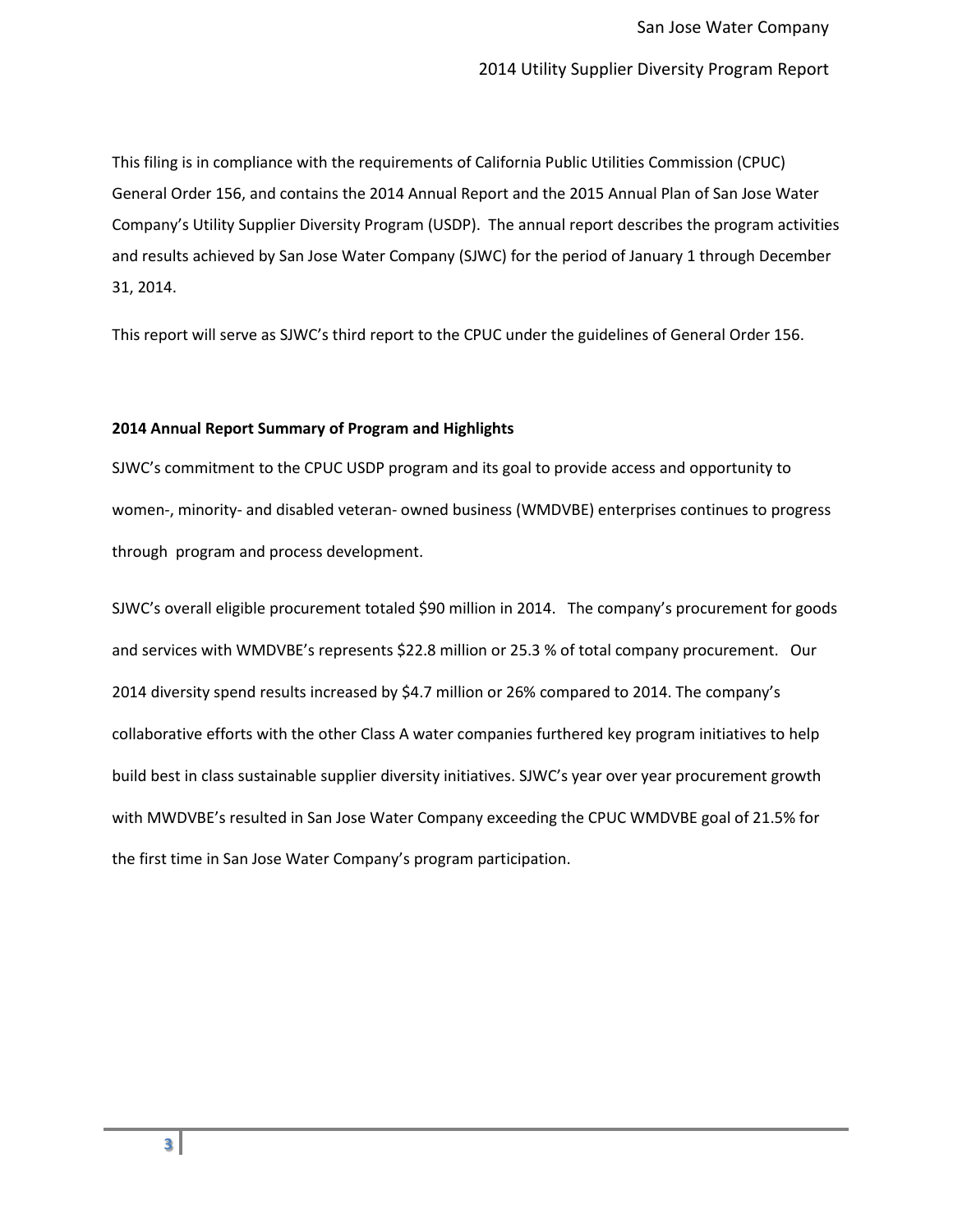This filing is in compliance with the requirements of California Public Utilities Commission (CPUC) General Order 156, and contains the 2014 Annual Report and the 2015 Annual Plan of San Jose Water Company's Utility Supplier Diversity Program (USDP). The annual report describes the program activities and results achieved by San Jose Water Company (SJWC) for the period of January 1 through December 31, 2014.

This report will serve as SJWC's third report to the CPUC under the guidelines of General Order 156.

**2014 Annual Report Summary of Program and Highlights**

SJWC's commitment to the CPUC USDP program and its goal to provide access and opportunity to women-, minority- and disabled veteran- owned business (WMDVBE) enterprises continues to progress through program and process development.

SJWC's overall eligible procurement totaled $90 million in 2014. The company's procurement for goods and services with WMDVBE's represents $22.8 million or 25.3 % of total company procurement. Our 2014 diversity spend results increased by $4.7 million or 26% compared to 2014. The company's collaborative efforts with the other Class A water companies furthered key program initiatives to help build best in class sustainable supplier diversity initiatives. SJWC's year over year procurement growth with MWDVBE's resulted in San Jose Water Company exceeding the CPUC WMDVBE goal of 21.5% for the first time in San Jose Water Company's program participation.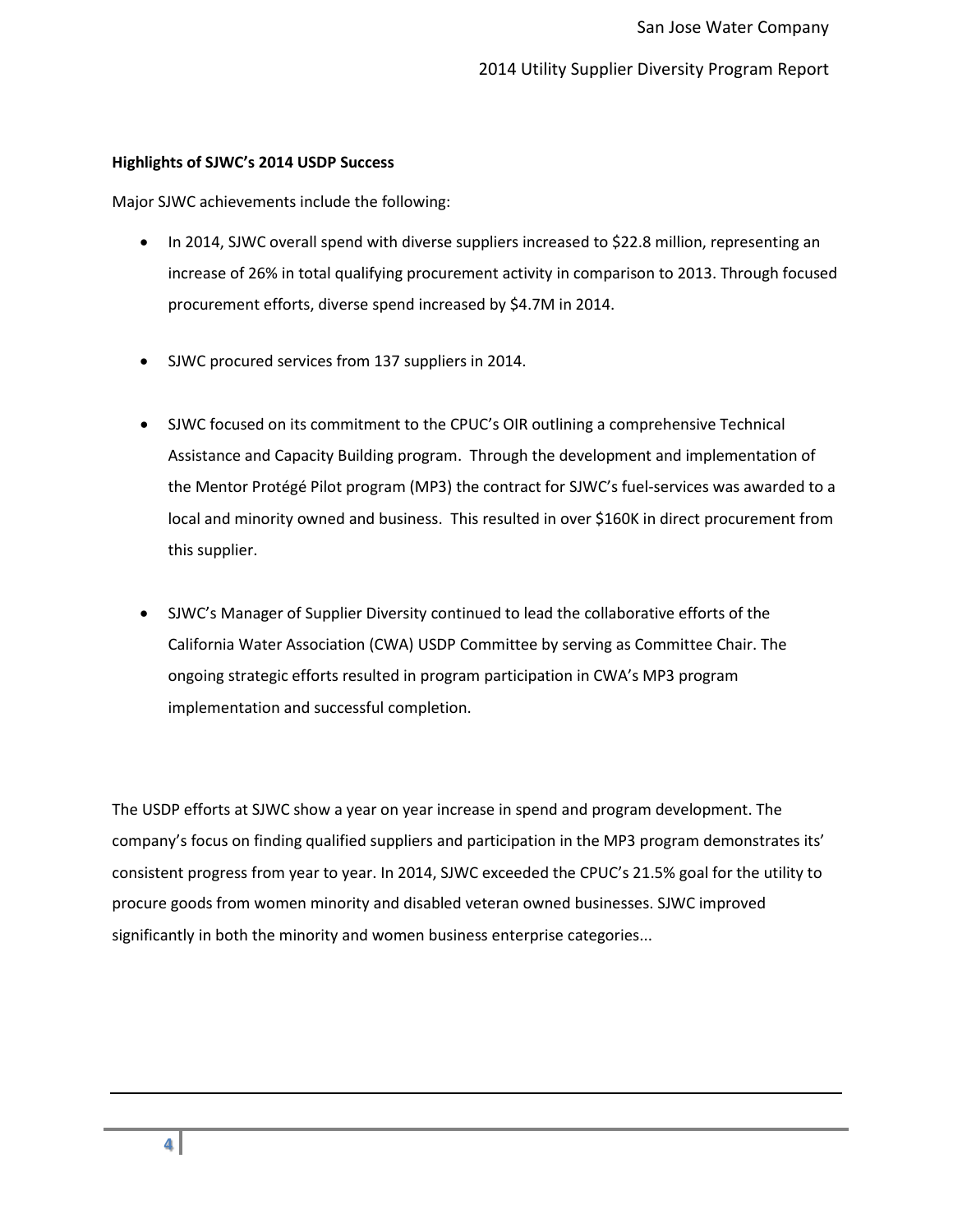**Highlights of SJWC's 2014 USDP Success**

Major SJWC achievements include the following:

- In 2014, SJWC overall spend with diverse suppliers increased to $22.8 million, representing an increase of 26% in total qualifying procurement activity in comparison to 2013. Through focused procurement efforts, diverse spend increased by $4.7M in 2014.

- SJWC procured services from 137 suppliers in 2014.

- SJWC focused on its commitment to the CPUC's OIR outlining a comprehensive Technical Assistance and Capacity Building program. Through the development and implementation of the Mentor Protégé Pilot program (MP3) the contract for SJWC's fuel-services was awarded to a local and minority owned and business. This resulted in over $160K in direct procurement from this supplier.

- SJWC's Manager of Supplier Diversity continued to lead the collaborative efforts of the California Water Association (CWA) USDP Committee by serving as Committee Chair. The ongoing strategic efforts resulted in program participation in CWA's MP3 program implementation and successful completion.

The USDP efforts at SJWC show a year on year increase in spend and program development. The company's focus on finding qualified suppliers and participation in the MP3 program demonstrates its' consistent progress from year to year. In 2014, SJWC exceeded the CPUC's 21.5% goal for the utility to procure goods from women minority and disabled veteran owned businesses. SJWC improved significantly in both the minority and women business enterprise categories...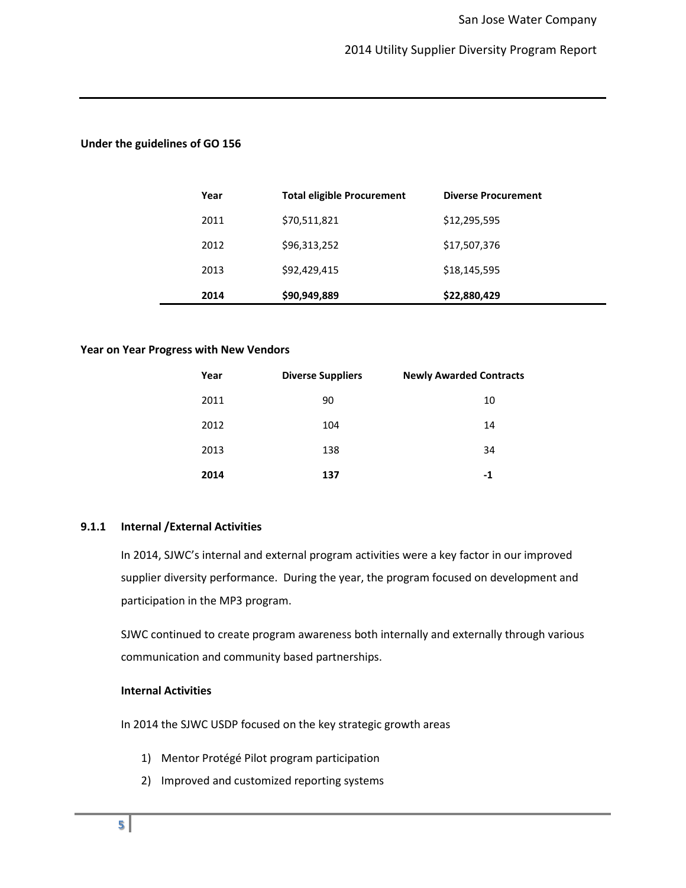**Under the guidelines of GO 156**

| Year | Total eligible Procurement | Diverse Procurement |
|---|---|---|
| 2011 | $70,511,821 | $12,295,595 |
| 2012 | $96,313,252 | $17,507,376 |
| 2013 | $92,429,415 | $18,145,595 |
| **2014** | **$90,949,889** | **$22,880,429** |

**Year on Year Progress with New Vendors**

| Year | Diverse Suppliers | Newly Awarded Contracts |
|---|---|---|
| 2011 | 90 | 10 |
| 2012 | 104 | 14 |
| 2013 | 138 | 34 |
| **2014** | **137** | **-1** |

### 9.1.1 Internal /External Activities

In 2014, SJWC's internal and external program activities were a key factor in our improved supplier diversity performance. During the year, the program focused on development and participation in the MP3 program.

SJWC continued to create program awareness both internally and externally through various communication and community based partnerships.

**Internal Activities**

In 2014 the SJWC USDP focused on the key strategic growth areas

1) Mentor Protégé Pilot program participation
2) Improved and customized reporting systems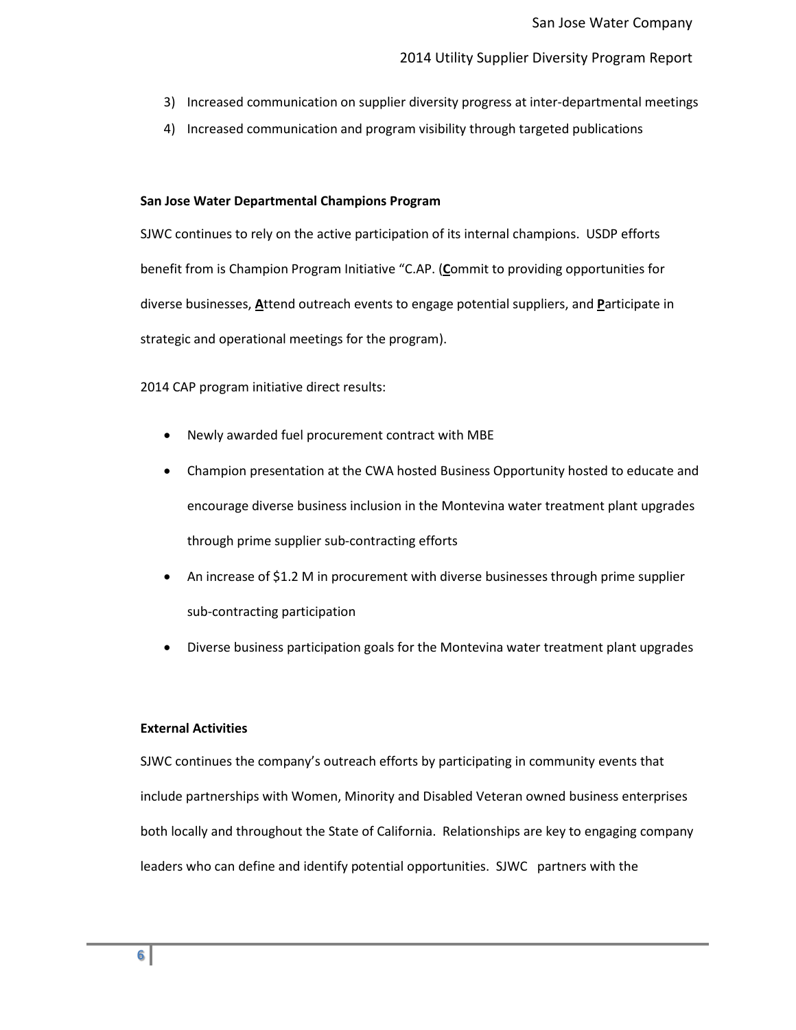3) Increased communication on supplier diversity progress at inter-departmental meetings
4) Increased communication and program visibility through targeted publications

**San Jose Water Departmental Champions Program**

SJWC continues to rely on the active participation of its internal champions. USDP efforts benefit from is Champion Program Initiative "C.AP. (**C**ommit to providing opportunities for diverse businesses, **A**ttend outreach events to engage potential suppliers, and **P**articipate in strategic and operational meetings for the program).

2014 CAP program initiative direct results:

- Newly awarded fuel procurement contract with MBE
- Champion presentation at the CWA hosted Business Opportunity hosted to educate and encourage diverse business inclusion in the Montevina water treatment plant upgrades through prime supplier sub-contracting efforts
- An increase of $1.2 M in procurement with diverse businesses through prime supplier sub-contracting participation
- Diverse business participation goals for the Montevina water treatment plant upgrades

**External Activities**

SJWC continues the company's outreach efforts by participating in community events that include partnerships with Women, Minority and Disabled Veteran owned business enterprises both locally and throughout the State of California. Relationships are key to engaging company leaders who can define and identify potential opportunities. SJWC partners with the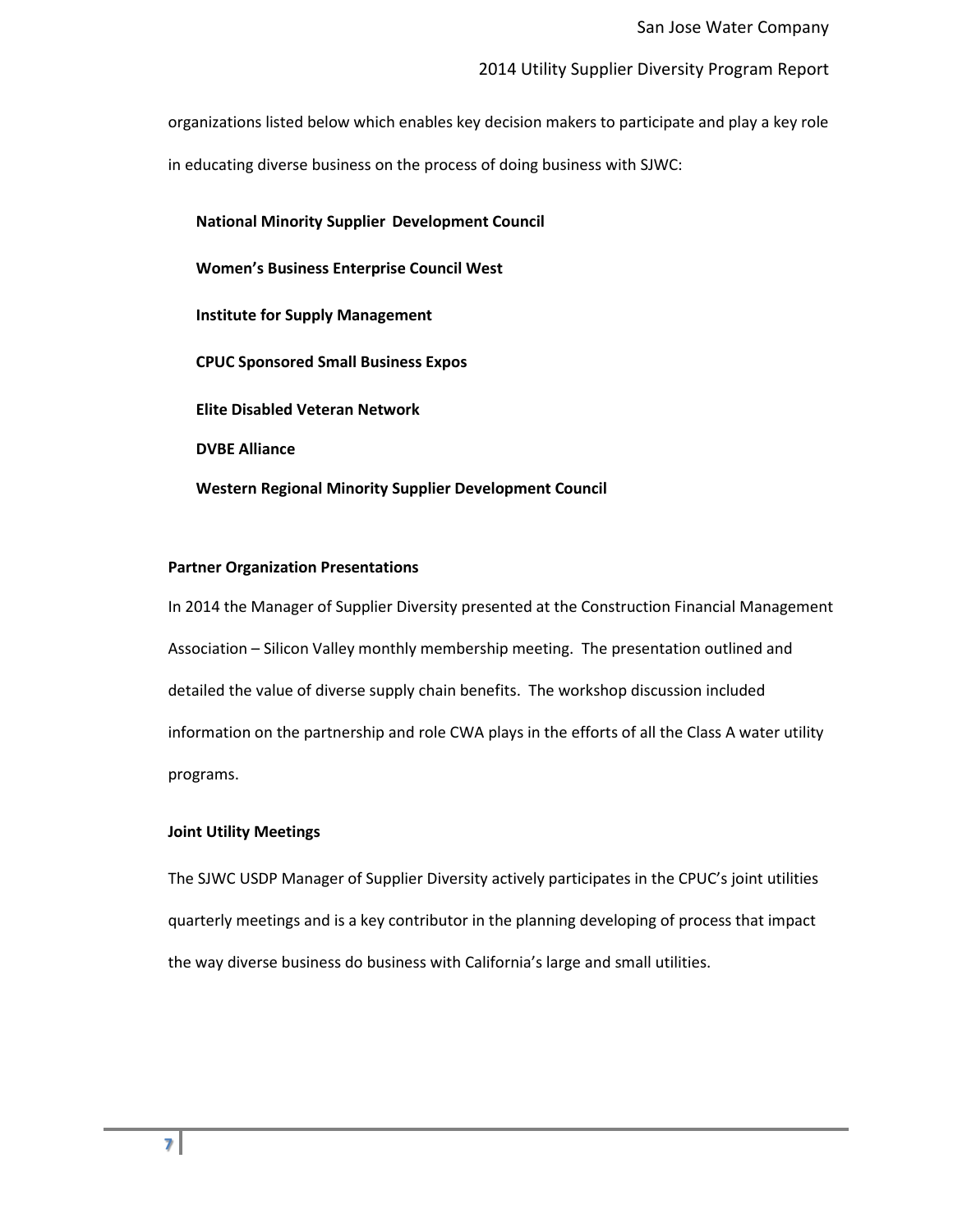organizations listed below which enables key decision makers to participate and play a key role in educating diverse business on the process of doing business with SJWC:

**National Minority Supplier Development Council**

**Women's Business Enterprise Council West**

**Institute for Supply Management**

**CPUC Sponsored Small Business Expos**

**Elite Disabled Veteran Network**

**DVBE Alliance**

**Western Regional Minority Supplier Development Council**

**Partner Organization Presentations**

In 2014 the Manager of Supplier Diversity presented at the Construction Financial Management Association – Silicon Valley monthly membership meeting. The presentation outlined and detailed the value of diverse supply chain benefits. The workshop discussion included information on the partnership and role CWA plays in the efforts of all the Class A water utility programs.

**Joint Utility Meetings**

The SJWC USDP Manager of Supplier Diversity actively participates in the CPUC's joint utilities quarterly meetings and is a key contributor in the planning developing of process that impact the way diverse business do business with California's large and small utilities.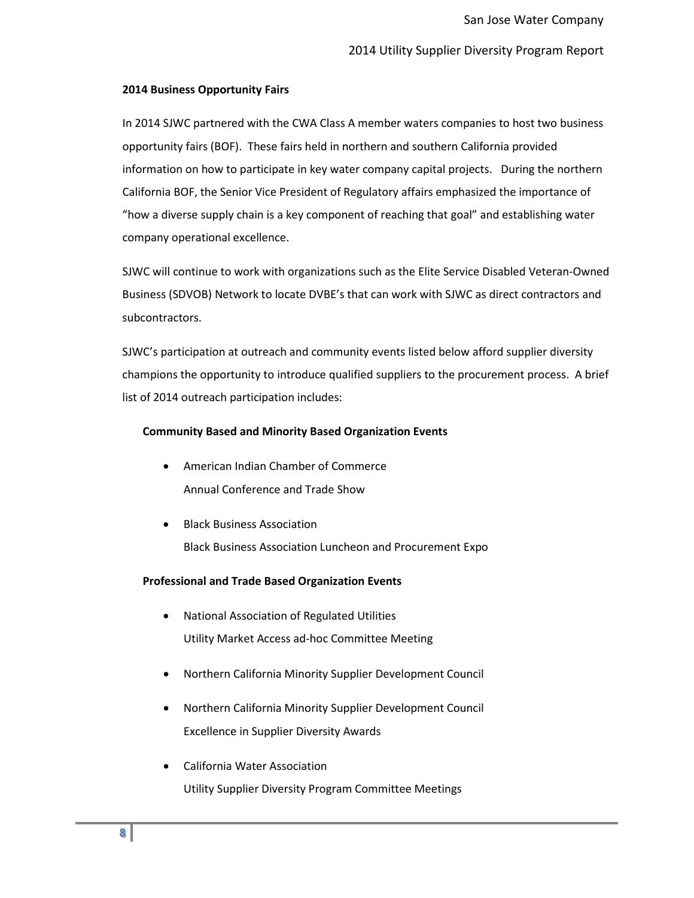**2014 Business Opportunity Fairs**

In 2014 SJWC partnered with the CWA Class A member waters companies to host two business opportunity fairs (BOF). These fairs held in northern and southern California provided information on how to participate in key water company capital projects. During the northern California BOF, the Senior Vice President of Regulatory affairs emphasized the importance of "how a diverse supply chain is a key component of reaching that goal" and establishing water company operational excellence.

SJWC will continue to work with organizations such as the Elite Service Disabled Veteran-Owned Business (SDVOB) Network to locate DVBE's that can work with SJWC as direct contractors and subcontractors.

SJWC's participation at outreach and community events listed below afford supplier diversity champions the opportunity to introduce qualified suppliers to the procurement process. A brief list of 2014 outreach participation includes:

**Community Based and Minority Based Organization Events**

- American Indian Chamber of Commerce
  Annual Conference and Trade Show
- Black Business Association
  Black Business Association Luncheon and Procurement Expo

**Professional and Trade Based Organization Events**

- National Association of Regulated Utilities
  Utility Market Access ad-hoc Committee Meeting
- Northern California Minority Supplier Development Council
- Northern California Minority Supplier Development Council
  Excellence in Supplier Diversity Awards
- California Water Association
  Utility Supplier Diversity Program Committee Meetings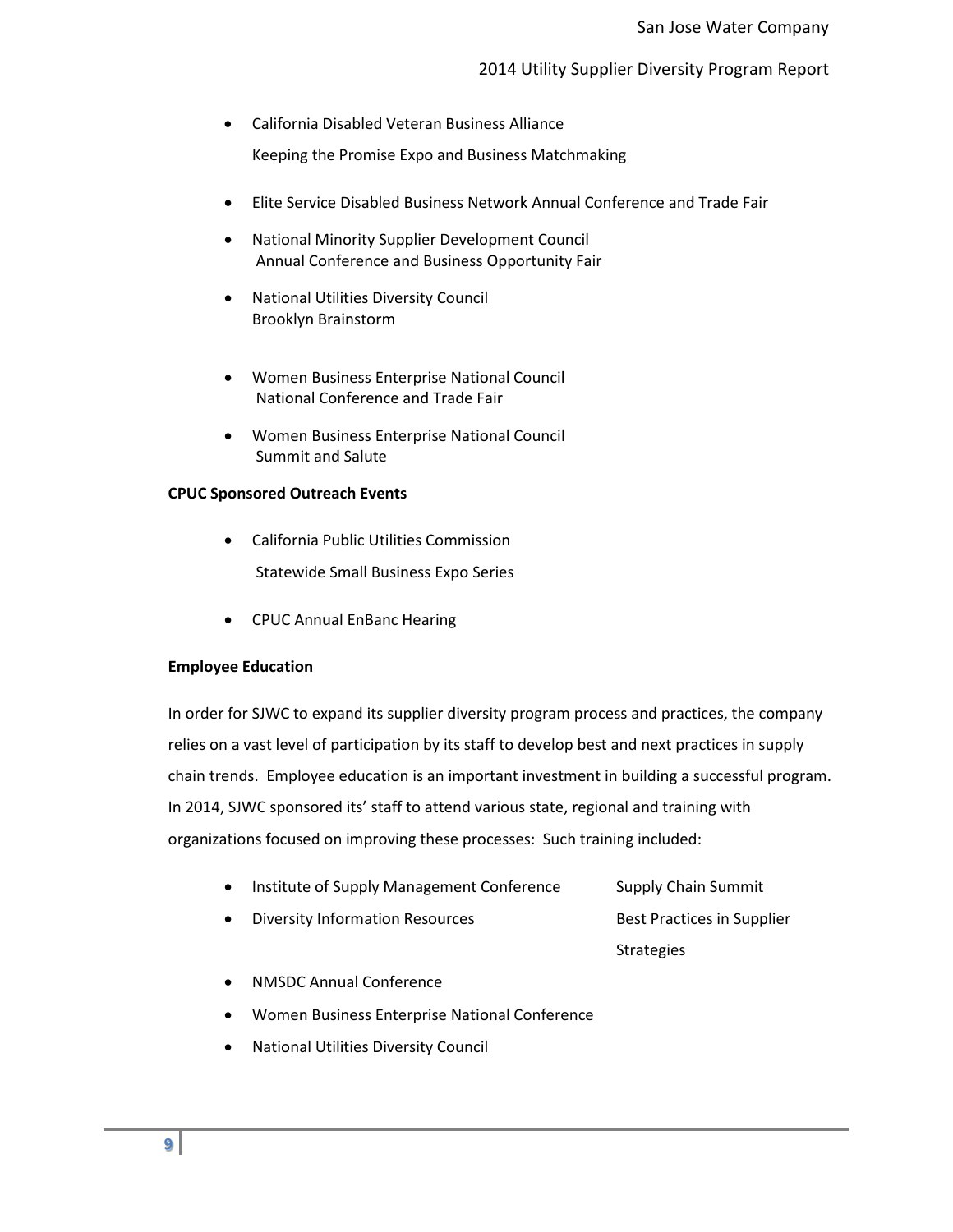- California Disabled Veteran Business Alliance
  Keeping the Promise Expo and Business Matchmaking
- Elite Service Disabled Business Network Annual Conference and Trade Fair
- National Minority Supplier Development Council
  Annual Conference and Business Opportunity Fair
- National Utilities Diversity Council
  Brooklyn Brainstorm
- Women Business Enterprise National Council
  National Conference and Trade Fair
- Women Business Enterprise National Council
  Summit and Salute

**CPUC Sponsored Outreach Events**

- California Public Utilities Commission
  Statewide Small Business Expo Series
- CPUC Annual EnBanc Hearing

**Employee Education**

In order for SJWC to expand its supplier diversity program process and practices, the company relies on a vast level of participation by its staff to develop best and next practices in supply chain trends. Employee education is an important investment in building a successful program. In 2014, SJWC sponsored its' staff to attend various state, regional and training with organizations focused on improving these processes: Such training included:

- Institute of Supply Management Conference — Supply Chain Summit
- Diversity Information Resources — Best Practices in Supplier Strategies
- NMSDC Annual Conference
- Women Business Enterprise National Conference
- National Utilities Diversity Council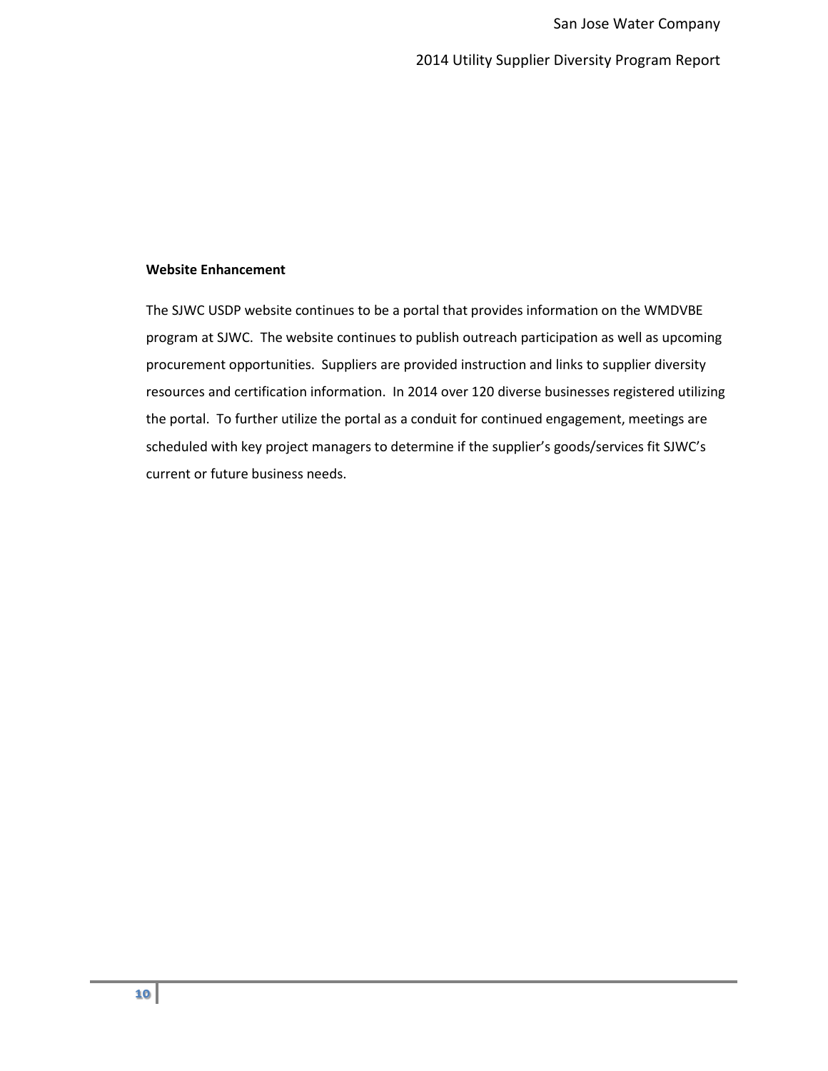**Website Enhancement**

The SJWC USDP website continues to be a portal that provides information on the WMDVBE program at SJWC. The website continues to publish outreach participation as well as upcoming procurement opportunities. Suppliers are provided instruction and links to supplier diversity resources and certification information. In 2014 over 120 diverse businesses registered utilizing the portal. To further utilize the portal as a conduit for continued engagement, meetings are scheduled with key project managers to determine if the supplier's goods/services fit SJWC's current or future business needs.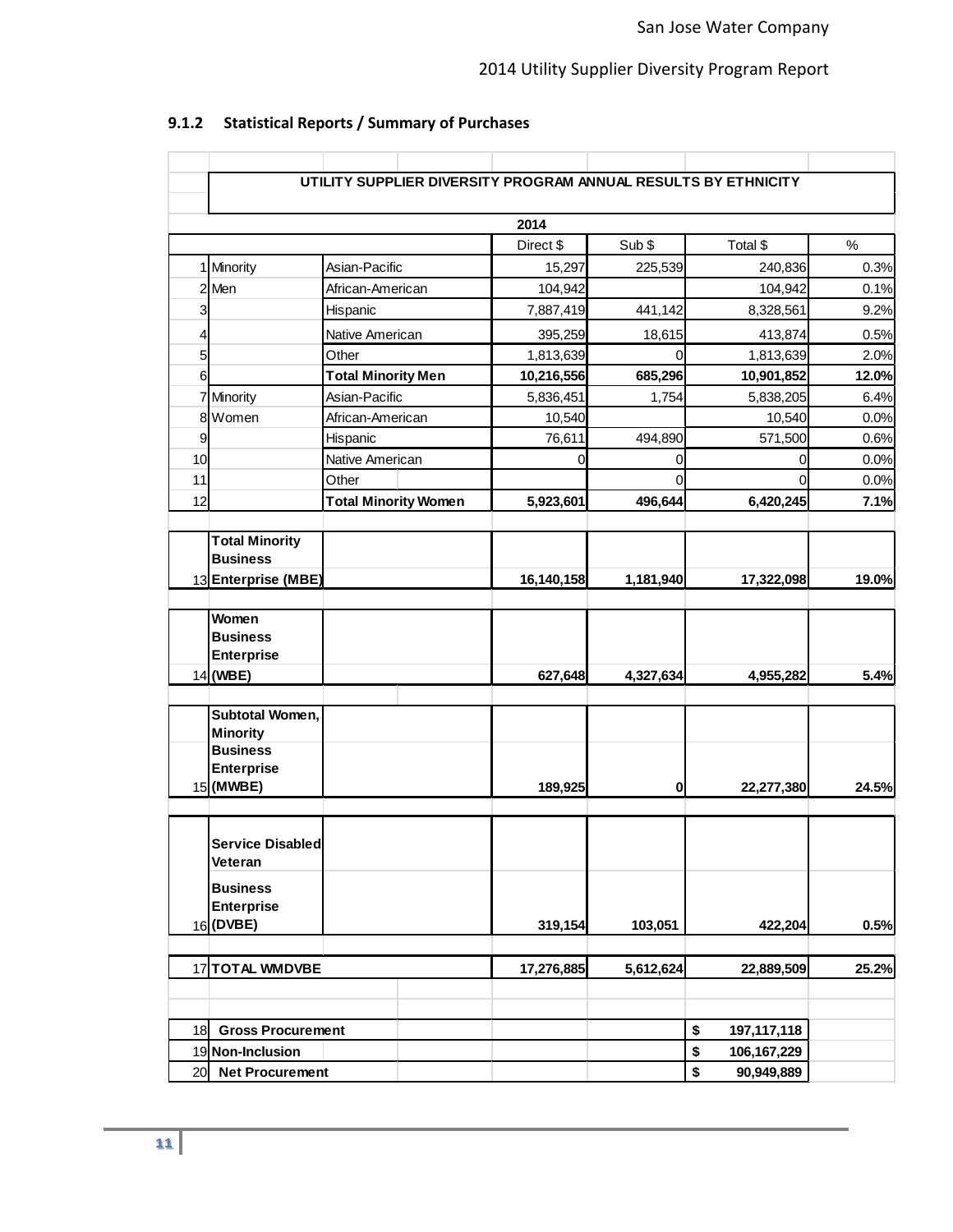### 9.1.2 Statistical Reports / Summary of Purchases

| | UTILITY SUPPLIER DIVERSITY PROGRAM ANNUAL RESULTS BY ETHNICITY | | | | | |
|---|---|---|---|---|---|---|
| | | | **2014** | | | |
| | | | Direct $ | Sub $ | Total $ | % |
| 1 | Minority | Asian-Pacific | 15,297 | 225,539 | 240,836 | 0.3% |
| 2 | Men | African-American | 104,942 | | 104,942 | 0.1% |
| 3 | | Hispanic | 7,887,419 | 441,142 | 8,328,561 | 9.2% |
| 4 | | Native American | 395,259 | 18,615 | 413,874 | 0.5% |
| 5 | | Other | 1,813,639 | 0 | 1,813,639 | 2.0% |
| 6 | | **Total Minority Men** | **10,216,556** | **685,296** | **10,901,852** | **12.0%** |
| 7 | Minority | Asian-Pacific | 5,836,451 | 1,754 | 5,838,205 | 6.4% |
| 8 | Women | African-American | 10,540 | | 10,540 | 0.0% |
| 9 | | Hispanic | 76,611 | 494,890 | 571,500 | 0.6% |
| 10 | | Native American | 0 | 0 | 0 | 0.0% |
| 11 | | Other | | 0 | 0 | 0.0% |
| 12 | | **Total Minority Women** | **5,923,601** | **496,644** | **6,420,245** | **7.1%** |
| 13 | **Total Minority Business Enterprise (MBE)** | | **16,140,158** | **1,181,940** | **17,322,098** | **19.0%** |
| 14 | **Women Business Enterprise (WBE)** | | **627,648** | **4,327,634** | **4,955,282** | **5.4%** |
| 15 | **Subtotal Women, Minority Business Enterprise (MWBE)** | | **189,925** | **0** | **22,277,380** | **24.5%** |
| 16 | **Service Disabled Veteran Business Enterprise (DVBE)** | | **319,154** | **103,051** | **422,204** | **0.5%** |
| 17 | **TOTAL WMDVBE** | | **17,276,885** | **5,612,624** | **22,889,509** | **25.2%** |
| 18 | **Gross Procurement** | | | | **$ 197,117,118** | |
| 19 | **Non-Inclusion** | | | | **$ 106,167,229** | |
| 20 | **Net Procurement** | | | | **$ 90,949,889** | |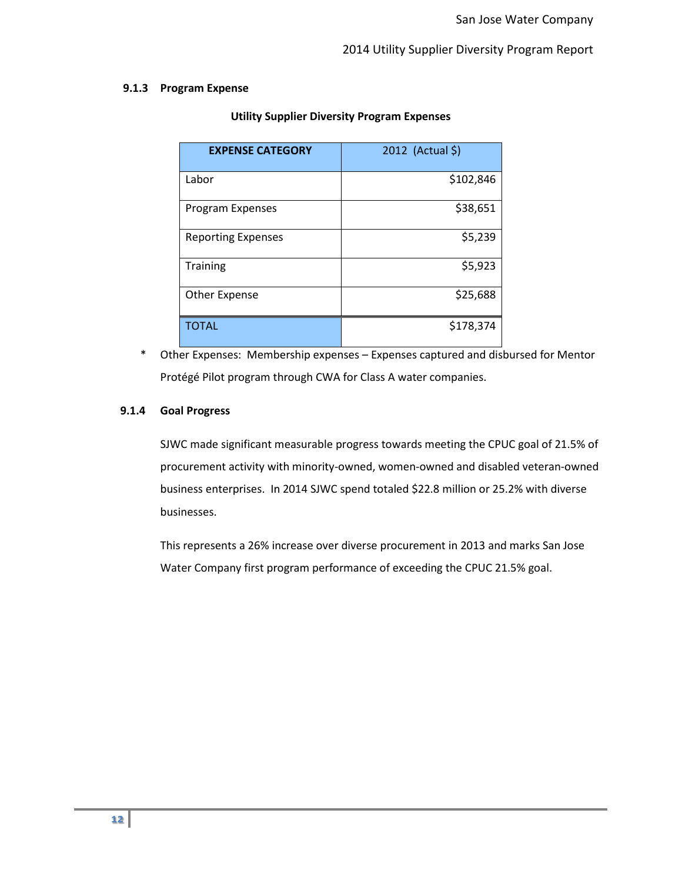### 9.1.3 Program Expense

**Utility Supplier Diversity Program Expenses**

| EXPENSE CATEGORY | 2012 (Actual $) |
|---|---|
| Labor | $102,846 |
| Program Expenses | $38,651 |
| Reporting Expenses | $5,239 |
| Training | $5,923 |
| Other Expense | $25,688 |
| TOTAL | $178,374 |

* Other Expenses: Membership expenses – Expenses captured and disbursed for Mentor Protégé Pilot program through CWA for Class A water companies.

### 9.1.4 Goal Progress

SJWC made significant measurable progress towards meeting the CPUC goal of 21.5% of procurement activity with minority-owned, women-owned and disabled veteran-owned business enterprises. In 2014 SJWC spend totaled $22.8 million or 25.2% with diverse businesses.

This represents a 26% increase over diverse procurement in 2013 and marks San Jose Water Company first program performance of exceeding the CPUC 21.5% goal.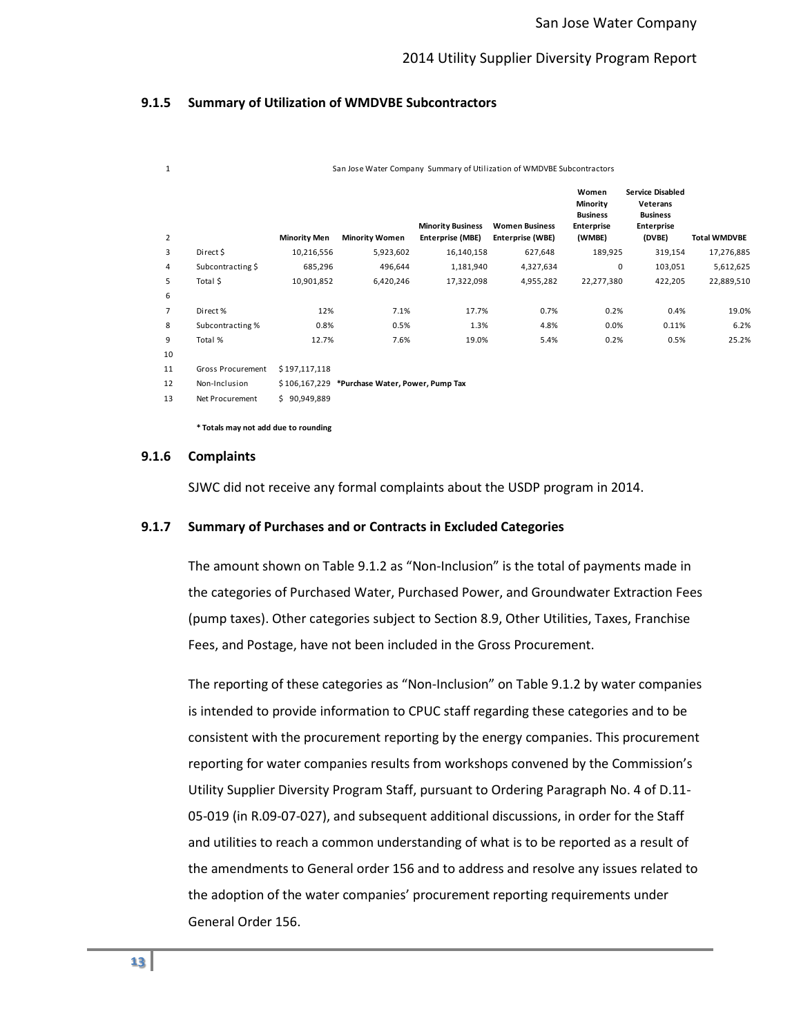### 9.1.5 Summary of Utilization of WMDVBE Subcontractors

San Jose Water Company Summary of Utilization of WMDVBE Subcontractors

| 1 | | | | | | | | |
|---|---|---|---|---|---|---|---|---|
| 2 | | Minority Men | Minority Women | Minority Business Enterprise (MBE) | Women Business Enterprise (WBE) | Women Minority Business Enterprise (WMBE) | Service Disabled Veterans Business Enterprise (DVBE) | Total WMDVBE |
| 3 | Direct $ | 10,216,556 | 5,923,602 | 16,140,158 | 627,648 | 189,925 | 319,154 | 17,276,885 |
| 4 | Subcontracting $ | 685,296 | 496,644 | 1,181,940 | 4,327,634 | 0 | 103,051 | 5,612,625 |
| 5 | Total $ | 10,901,852 | 6,420,246 | 17,322,098 | 4,955,282 | 22,277,380 | 422,205 | 22,889,510 |
| 6 | | | | | | | | |
| 7 | Direct % | 12% | 7.1% | 17.7% | 0.7% | 0.2% | 0.4% | 19.0% |
| 8 | Subcontracting % | 0.8% | 0.5% | 1.3% | 4.8% | 0.0% | 0.11% | 6.2% |
| 9 | Total % | 12.7% | 7.6% | 19.0% | 5.4% | 0.2% | 0.5% | 25.2% |
| 10 | | | | | | | | |
| 11 | Gross Procurement | $ 197,117,118 | | | | | | |
| 12 | Non-Inclusion | $ 106,167,229 | **\*Purchase Water, Power, Pump Tax** | | | | | |
| 13 | Net Procurement | $ 90,949,889 | | | | | | |

**\* Totals may not add due to rounding**

### 9.1.6 Complaints

SJWC did not receive any formal complaints about the USDP program in 2014.

### 9.1.7 Summary of Purchases and or Contracts in Excluded Categories

The amount shown on Table 9.1.2 as "Non-Inclusion" is the total of payments made in the categories of Purchased Water, Purchased Power, and Groundwater Extraction Fees (pump taxes). Other categories subject to Section 8.9, Other Utilities, Taxes, Franchise Fees, and Postage, have not been included in the Gross Procurement.

The reporting of these categories as "Non-Inclusion" on Table 9.1.2 by water companies is intended to provide information to CPUC staff regarding these categories and to be consistent with the procurement reporting by the energy companies. This procurement reporting for water companies results from workshops convened by the Commission's Utility Supplier Diversity Program Staff, pursuant to Ordering Paragraph No. 4 of D.11-05-019 (in R.09-07-027), and subsequent additional discussions, in order for the Staff and utilities to reach a common understanding of what is to be reported as a result of the amendments to General order 156 and to address and resolve any issues related to the adoption of the water companies' procurement reporting requirements under General Order 156.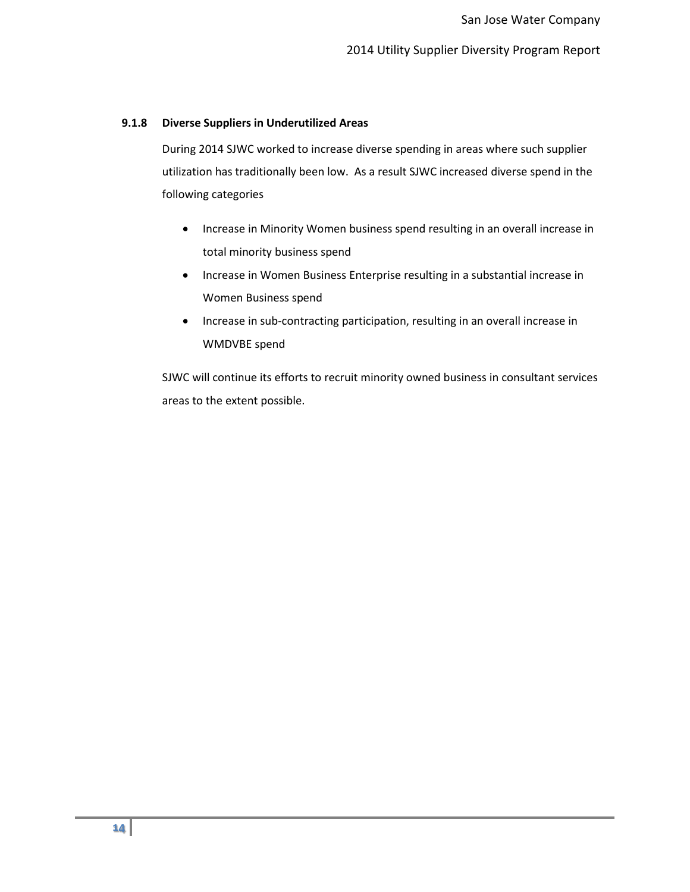### 9.1.8 Diverse Suppliers in Underutilized Areas

During 2014 SJWC worked to increase diverse spending in areas where such supplier utilization has traditionally been low. As a result SJWC increased diverse spend in the following categories

- Increase in Minority Women business spend resulting in an overall increase in total minority business spend
- Increase in Women Business Enterprise resulting in a substantial increase in Women Business spend
- Increase in sub-contracting participation, resulting in an overall increase in WMDVBE spend

SJWC will continue its efforts to recruit minority owned business in consultant services areas to the extent possible.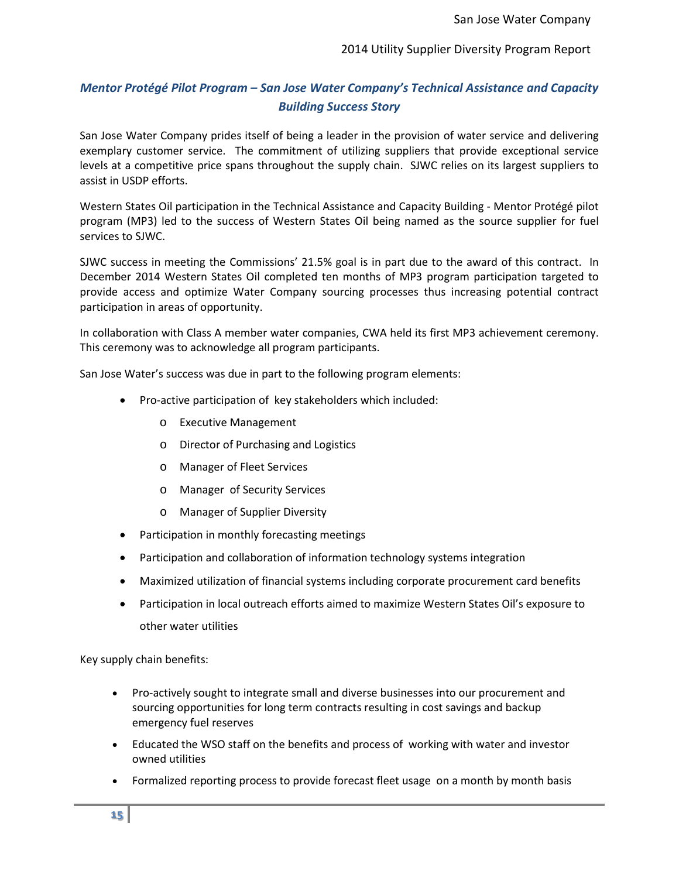## *Mentor Protégé Pilot Program – San Jose Water Company's Technical Assistance and Capacity Building Success Story*

San Jose Water Company prides itself of being a leader in the provision of water service and delivering exemplary customer service. The commitment of utilizing suppliers that provide exceptional service levels at a competitive price spans throughout the supply chain. SJWC relies on its largest suppliers to assist in USDP efforts.

Western States Oil participation in the Technical Assistance and Capacity Building - Mentor Protégé pilot program (MP3) led to the success of Western States Oil being named as the source supplier for fuel services to SJWC.

SJWC success in meeting the Commissions' 21.5% goal is in part due to the award of this contract. In December 2014 Western States Oil completed ten months of MP3 program participation targeted to provide access and optimize Water Company sourcing processes thus increasing potential contract participation in areas of opportunity.

In collaboration with Class A member water companies, CWA held its first MP3 achievement ceremony. This ceremony was to acknowledge all program participants.

San Jose Water's success was due in part to the following program elements:

- Pro-active participation of key stakeholders which included:
  - Executive Management
  - Director of Purchasing and Logistics
  - Manager of Fleet Services
  - Manager of Security Services
  - Manager of Supplier Diversity
- Participation in monthly forecasting meetings
- Participation and collaboration of information technology systems integration
- Maximized utilization of financial systems including corporate procurement card benefits
- Participation in local outreach efforts aimed to maximize Western States Oil's exposure to other water utilities

Key supply chain benefits:

- Pro-actively sought to integrate small and diverse businesses into our procurement and sourcing opportunities for long term contracts resulting in cost savings and backup emergency fuel reserves
- Educated the WSO staff on the benefits and process of working with water and investor owned utilities
- Formalized reporting process to provide forecast fleet usage on a month by month basis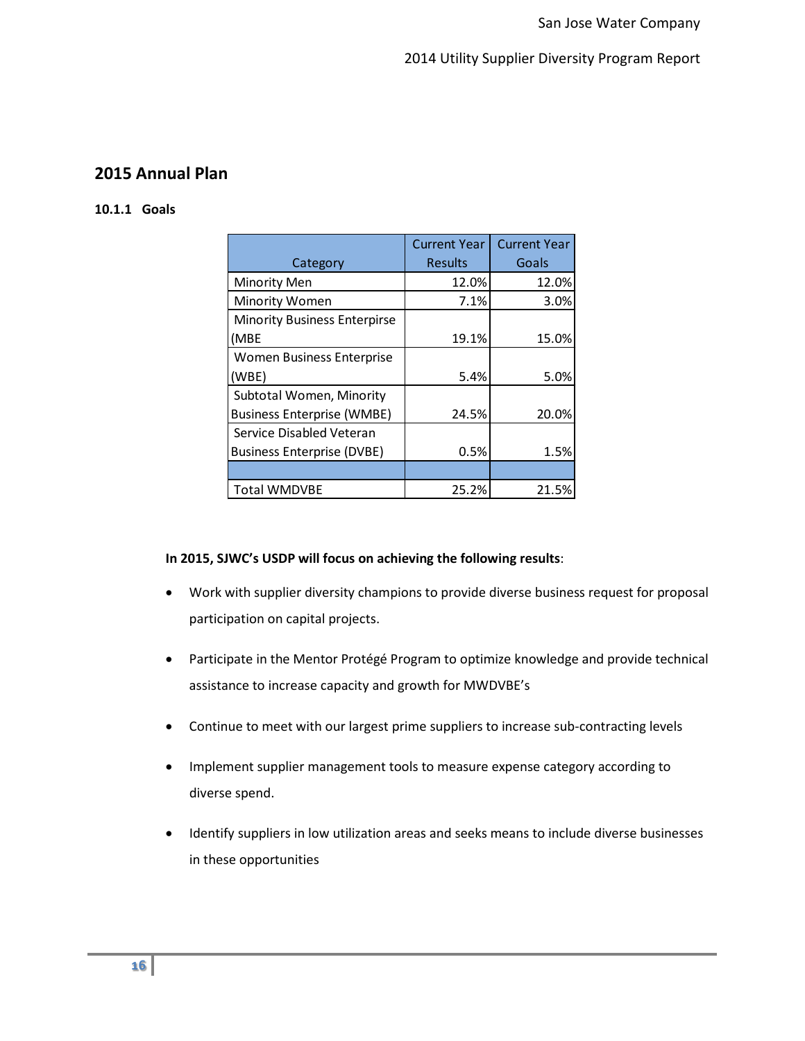## 2015 Annual Plan

### 10.1.1 Goals

| Category | Current Year Results | Current Year Goals |
| --- | --- | --- |
| Minority Men | 12.0% | 12.0% |
| Minority Women | 7.1% | 3.0% |
| Minority Business Enterpirse (MBE | 19.1% | 15.0% |
| Women Business Enterprise (WBE) | 5.4% | 5.0% |
| Subtotal Women, Minority Business Enterprise (WMBE) | 24.5% | 20.0% |
| Service Disabled Veteran Business Enterprise (DVBE) | 0.5% | 1.5% |
| | | |
| Total WMDVBE | 25.2% | 21.5% |

**In 2015, SJWC's USDP will focus on achieving the following results**:

- Work with supplier diversity champions to provide diverse business request for proposal participation on capital projects.
- Participate in the Mentor Protégé Program to optimize knowledge and provide technical assistance to increase capacity and growth for MWDVBE's
- Continue to meet with our largest prime suppliers to increase sub-contracting levels
- Implement supplier management tools to measure expense category according to diverse spend.
- Identify suppliers in low utilization areas and seeks means to include diverse businesses in these opportunities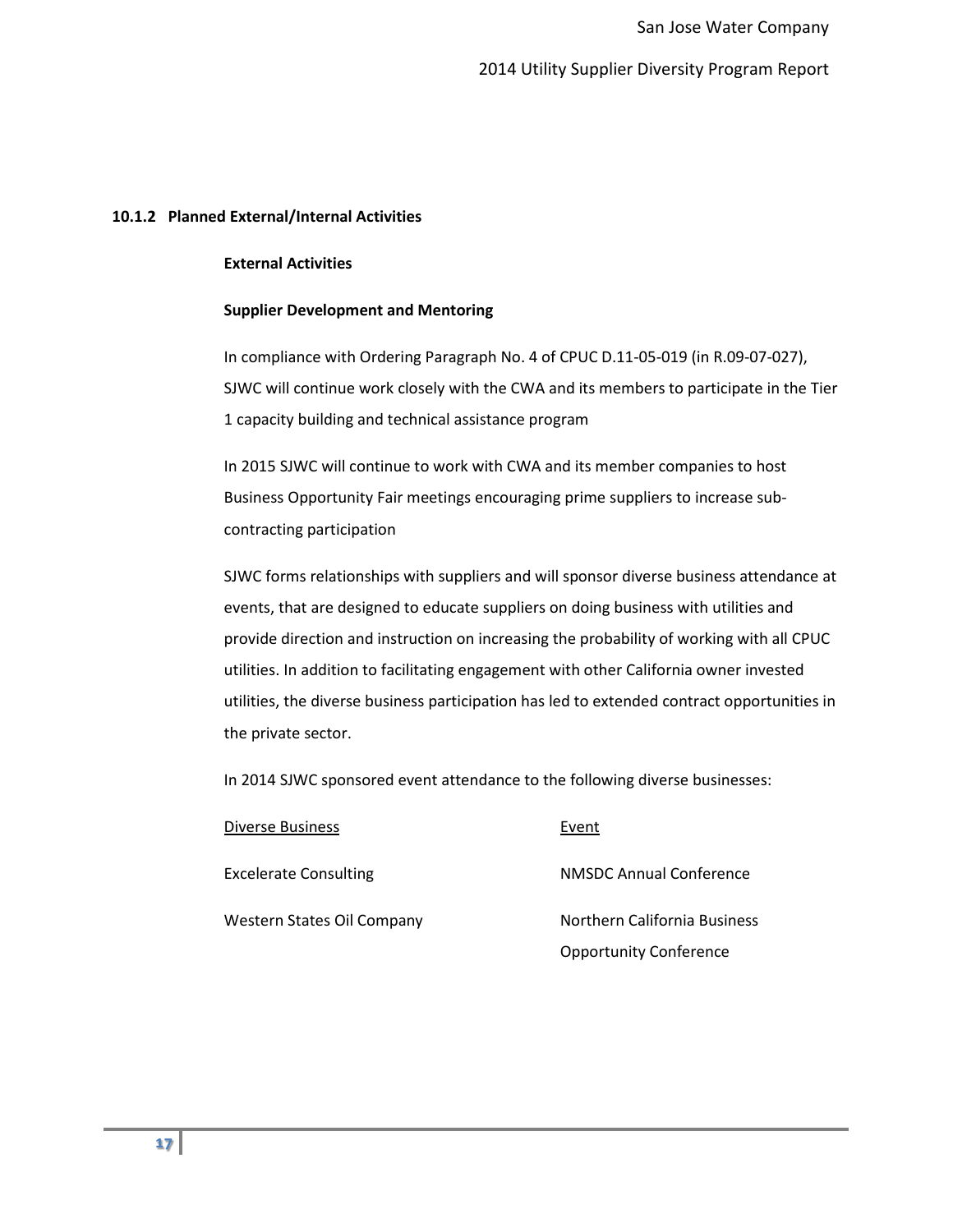### 10.1.2 Planned External/Internal Activities

**External Activities**

**Supplier Development and Mentoring**

In compliance with Ordering Paragraph No. 4 of CPUC D.11-05-019 (in R.09-07-027), SJWC will continue work closely with the CWA and its members to participate in the Tier 1 capacity building and technical assistance program

In 2015 SJWC will continue to work with CWA and its member companies to host Business Opportunity Fair meetings encouraging prime suppliers to increase sub-contracting participation

SJWC forms relationships with suppliers and will sponsor diverse business attendance at events, that are designed to educate suppliers on doing business with utilities and provide direction and instruction on increasing the probability of working with all CPUC utilities. In addition to facilitating engagement with other California owner invested utilities, the diverse business participation has led to extended contract opportunities in the private sector.

In 2014 SJWC sponsored event attendance to the following diverse businesses:

| Diverse Business | Event |
| --- | --- |
| Excelerate Consulting | NMSDC Annual Conference |
| Western States Oil Company | Northern California Business Opportunity Conference |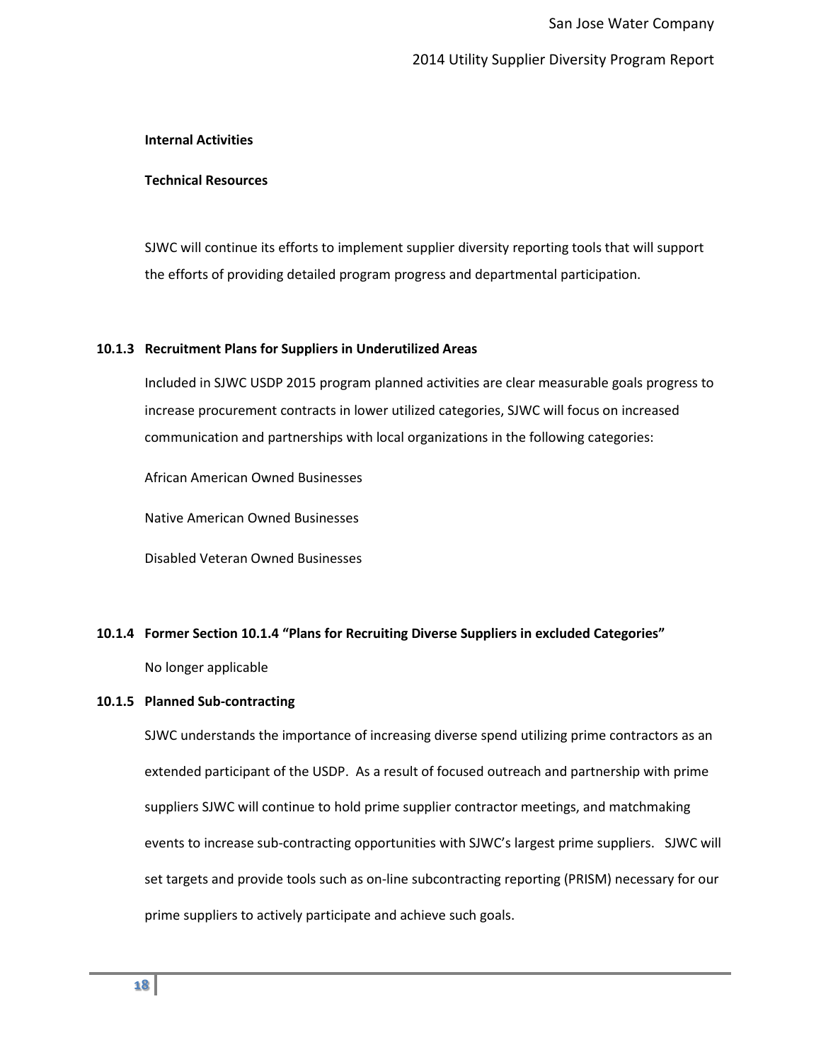**Internal Activities**

**Technical Resources**

SJWC will continue its efforts to implement supplier diversity reporting tools that will support the efforts of providing detailed program progress and departmental participation.

### 10.1.3 Recruitment Plans for Suppliers in Underutilized Areas

Included in SJWC USDP 2015 program planned activities are clear measurable goals progress to increase procurement contracts in lower utilized categories, SJWC will focus on increased communication and partnerships with local organizations in the following categories:

African American Owned Businesses

Native American Owned Businesses

Disabled Veteran Owned Businesses

### 10.1.4 Former Section 10.1.4 "Plans for Recruiting Diverse Suppliers in excluded Categories"

No longer applicable

### 10.1.5 Planned Sub-contracting

SJWC understands the importance of increasing diverse spend utilizing prime contractors as an extended participant of the USDP. As a result of focused outreach and partnership with prime suppliers SJWC will continue to hold prime supplier contractor meetings, and matchmaking events to increase sub-contracting opportunities with SJWC's largest prime suppliers. SJWC will set targets and provide tools such as on-line subcontracting reporting (PRISM) necessary for our prime suppliers to actively participate and achieve such goals.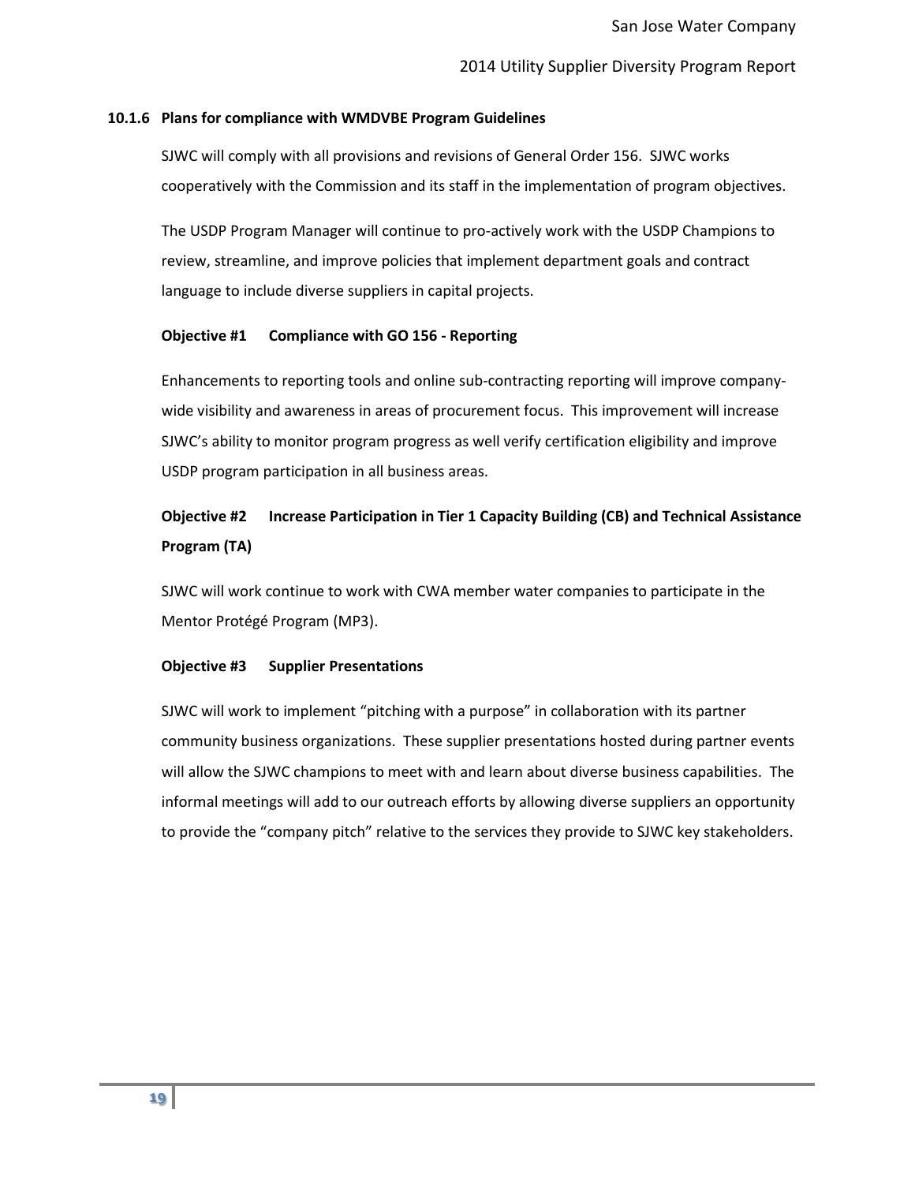### 10.1.6 Plans for compliance with WMDVBE Program Guidelines

SJWC will comply with all provisions and revisions of General Order 156. SJWC works cooperatively with the Commission and its staff in the implementation of program objectives.

The USDP Program Manager will continue to pro-actively work with the USDP Champions to review, streamline, and improve policies that implement department goals and contract language to include diverse suppliers in capital projects.

**Objective #1 Compliance with GO 156 - Reporting**

Enhancements to reporting tools and online sub-contracting reporting will improve company-wide visibility and awareness in areas of procurement focus. This improvement will increase SJWC's ability to monitor program progress as well verify certification eligibility and improve USDP program participation in all business areas.

**Objective #2 Increase Participation in Tier 1 Capacity Building (CB) and Technical Assistance Program (TA)**

SJWC will work continue to work with CWA member water companies to participate in the Mentor Protégé Program (MP3).

**Objective #3 Supplier Presentations**

SJWC will work to implement "pitching with a purpose" in collaboration with its partner community business organizations. These supplier presentations hosted during partner events will allow the SJWC champions to meet with and learn about diverse business capabilities. The informal meetings will add to our outreach efforts by allowing diverse suppliers an opportunity to provide the "company pitch" relative to the services they provide to SJWC key stakeholders.